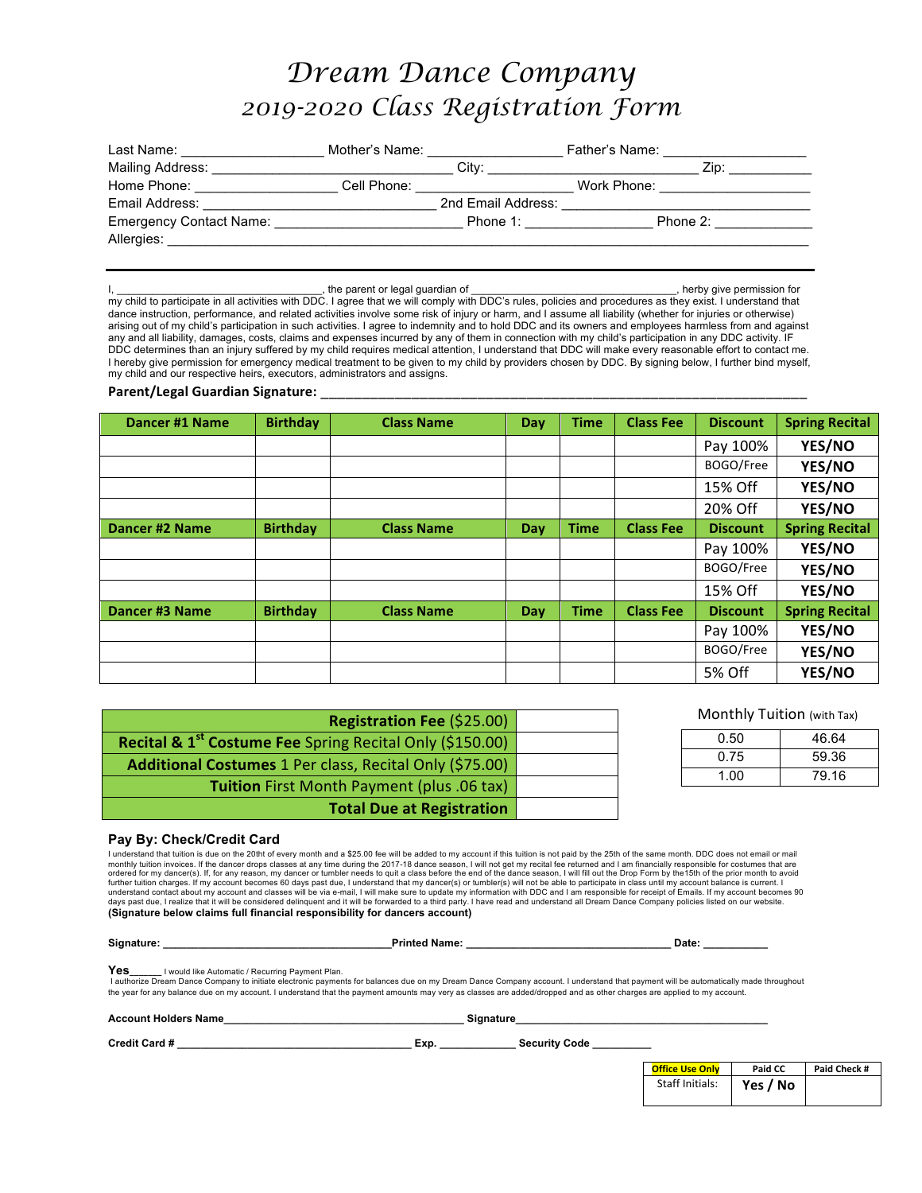# *Dream Dance Company*
## *2019-2020 Class Registration Form*

Last Name: ___________________ Mother's Name: __________________ Father's Name: ___________________
Mailing Address: _______________________________ City: ___________________________ Zip: ___________
Home Phone: ___________________ Cell Phone: ____________________ Work Phone: ____________________
Email Address: _______________________________ 2nd Email Address: _______________________________
Emergency Contact Name: ________________________ Phone 1: ________________ Phone 2: _____________
Allergies: ___________________________________________________________________________________

---

I, _________________________________, the parent or legal guardian of _________________________________, herby give permission for my child to participate in all activities with DDC. I agree that we will comply with DDC's rules, policies and procedures as they exist. I understand that dance instruction, performance, and related activities involve some risk of injury or harm, and I assume all liability (whether for injuries or otherwise) arising out of my child's participation in such activities. I agree to indemnity and to hold DDC and its owners and employees harmless from and against any and all liability, damages, costs, claims and expenses incurred by any of them in connection with my child's participation in any DDC activity. IF DDC determines than an injury suffered by my child requires medical attention, I understand that DDC will make every reasonable effort to contact me. I hereby give permission for emergency medical treatment to be given to my child by providers chosen by DDC. By signing below, I further bind myself, my child and our respective heirs, executors, administrators and assigns.

**Parent/Legal Guardian Signature:** ___________________________________________________________________

| Dancer #1 Name | Birthday | Class Name | Day | Time | Class Fee | Discount | Spring Recital |
|---|---|---|---|---|---|---|---|
| | | | | | | Pay 100% | YES/NO |
| | | | | | | BOGO/Free | YES/NO |
| | | | | | | 15% Off | YES/NO |
| | | | | | | 20% Off | YES/NO |
| **Dancer #2 Name** | **Birthday** | **Class Name** | **Day** | **Time** | **Class Fee** | **Discount** | **Spring Recital** |
| | | | | | | Pay 100% | YES/NO |
| | | | | | | BOGO/Free | YES/NO |
| | | | | | | 15% Off | YES/NO |
| **Dancer #3 Name** | **Birthday** | **Class Name** | **Day** | **Time** | **Class Fee** | **Discount** | **Spring Recital** |
| | | | | | | Pay 100% | YES/NO |
| | | | | | | BOGO/Free | YES/NO |
| | | | | | | 5% Off | YES/NO |

| Item | Amount |
|---|---|
| **Registration Fee** ($25.00) | |
| **Recital & 1st Costume Fee** Spring Recital Only ($150.00) | |
| **Additional Costumes** 1 Per class, Recital Only ($75.00) | |
| **Tuition** First Month Payment (plus .06 tax) | |
| **Total Due at Registration** | |

Monthly Tuition (with Tax)

| Hours | Tuition |
|---|---|
| 0.50 | 46.64 |
| 0.75 | 59.36 |
| 1.00 | 79.16 |

**Pay By: Check/Credit Card**

I understand that tuition is due on the 20tht of every month and a $25.00 fee will be added to my account if this tuition is not paid by the 25th of the same month. DDC does not email or mail monthly tuition invoices. If the dancer drops classes at any time during the 2017-18 dance season, I will not get my recital fee returned and I am financially responsible for costumes that are ordered for my dancer(s). If, for any reason, my dancer or tumbler needs to quit a class before the end of the dance season, I will fill out the Drop Form by the15th of the prior month to avoid further tuition charges. If my account becomes 60 days past due, I understand that my dancer(s) or tumbler(s) will not be able to participate in class until my account balance is current. I understand contact about my account and classes will be via e-mail, I will make sure to update my information with DDC and I am responsible for receipt of Emails. If my account becomes 90 days past due, I realize that it will be considered delinquent and it will be forwarded to a third party. I have read and understand all Dream Dance Company policies listed on our website.
**(Signature below claims full financial responsibility for dancers account)**

**Signature:** ______________________________________ **Printed Name:** __________________________________ **Date:** ___________

**Yes**______ I would like Automatic / Recurring Payment Plan.
I authorize Dream Dance Company to initiate electronic payments for balances due on my Dream Dance Company account. I understand that payment will be automatically made throughout the year for any balance due on my account. I understand that the payment amounts may very as classes are added/dropped and as other charges are applied to my account.

**Account Holders Name**________________________________________ **Signature**__________________________________________

**Credit Card #** _______________________________________ **Exp.** _____________ **Security Code** __________

| Office Use Only | Paid CC | Paid Check # |
|---|---|---|
| Staff Initials: | Yes / No | |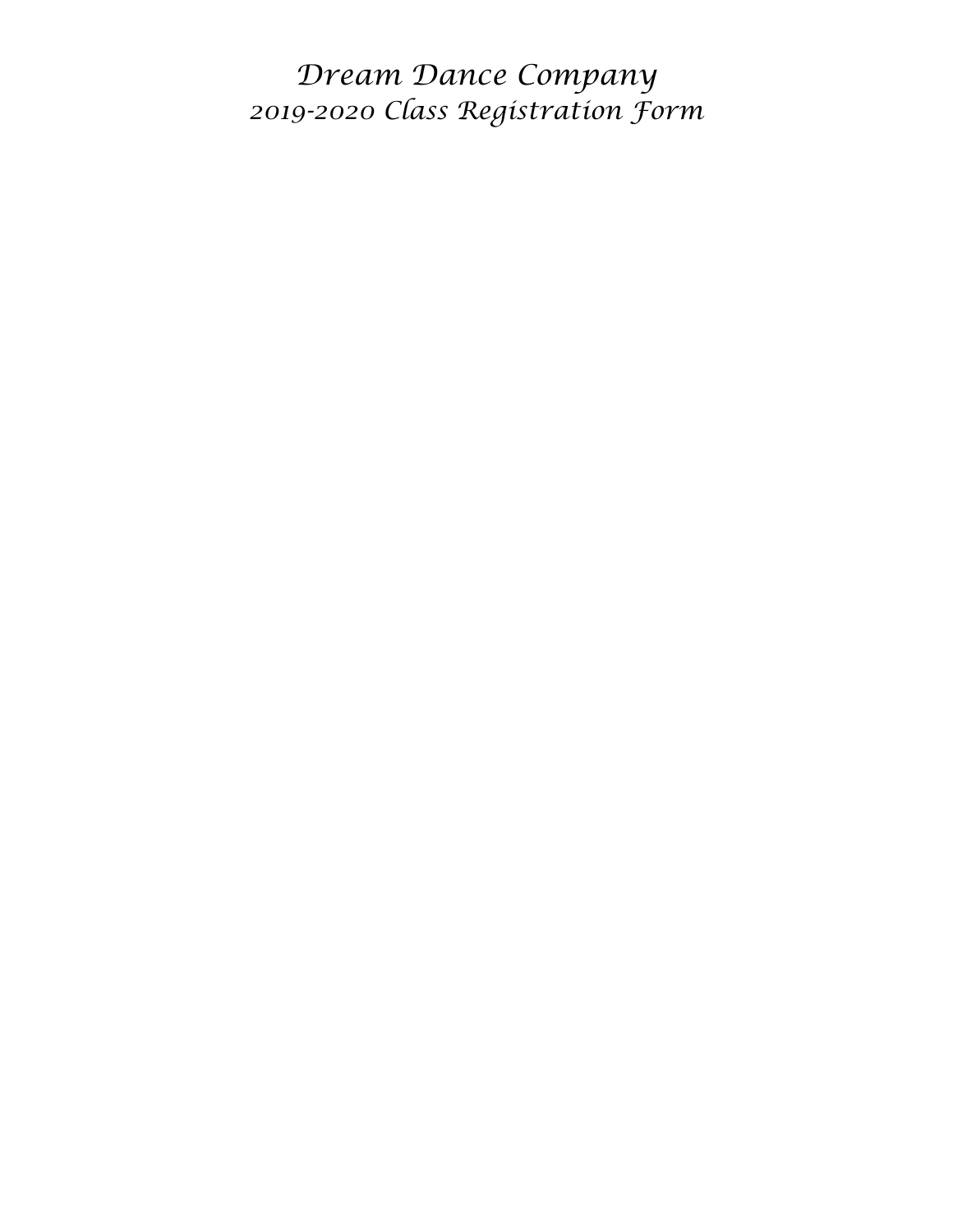# Dream Dance Company

## 2019-2020 Class Registration Form